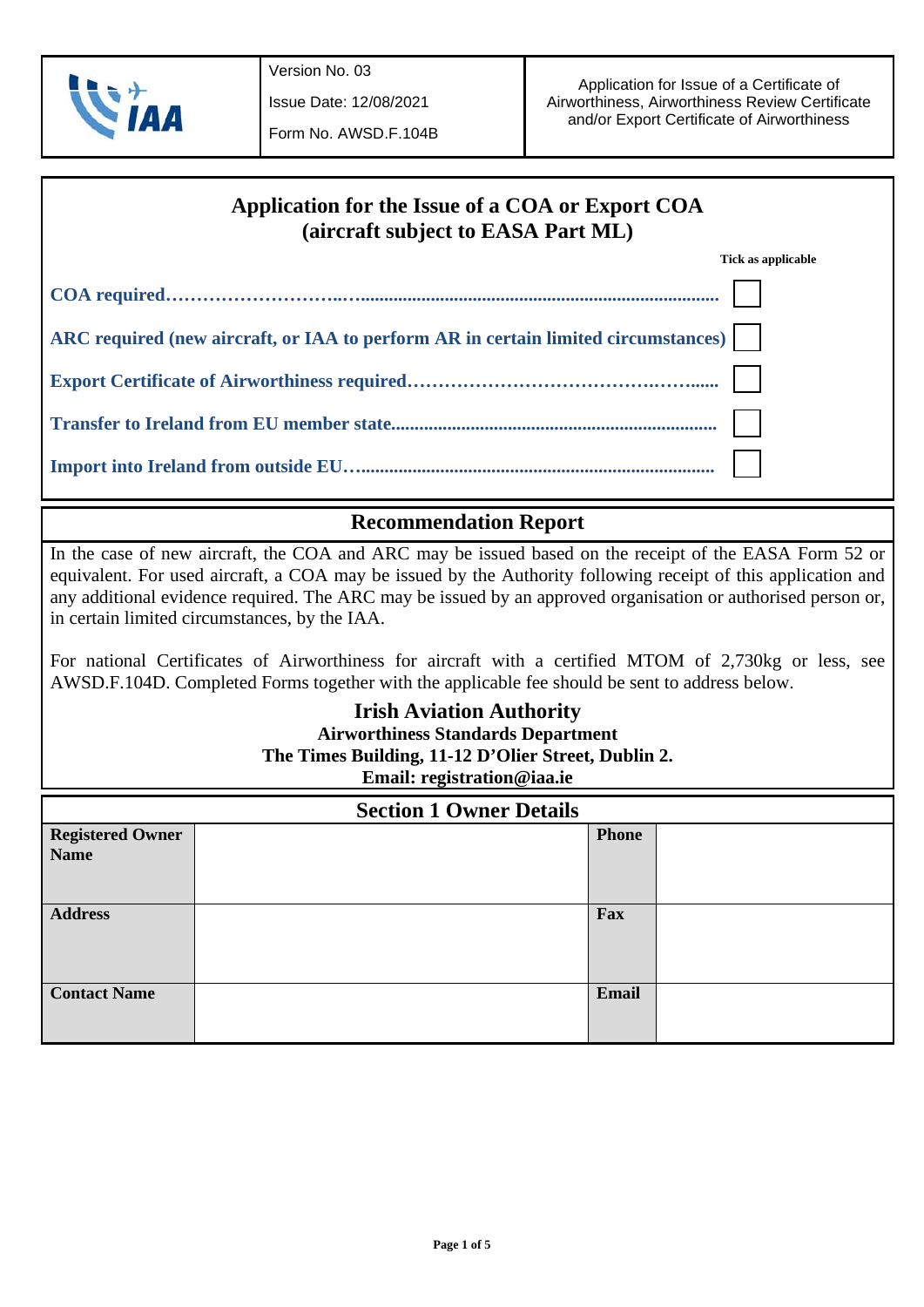| | | |
|---|---|---|
| IAA | Version No. 03<br>Issue Date: 12/08/2021<br>Form No. AWSD.F.104B | Application for Issue of a Certificate of Airworthiness, Airworthiness Review Certificate and/or Export Certificate of Airworthiness |

# Application for the Issue of a COA or Export COA (aircraft subject to EASA Part ML)

| | Tick as applicable |
|---|---|
| **COA required……………………..….........................................................................** | ☐ |
| **ARC required (new aircraft, or IAA to perform AR in certain limited circumstances)** | ☐ |
| **Export Certificate of Airworthiness required……………………………….……......** | ☐ |
| **Transfer to Ireland from EU member state.....................................................................** | ☐ |
| **Import into Ireland from outside EU…..........................................................................** | ☐ |

## Recommendation Report

In the case of new aircraft, the COA and ARC may be issued based on the receipt of the EASA Form 52 or equivalent. For used aircraft, a COA may be issued by the Authority following receipt of this application and any additional evidence required. The ARC may be issued by an approved organisation or authorised person or, in certain limited circumstances, by the IAA.

For national Certificates of Airworthiness for aircraft with a certified MTOM of 2,730kg or less, see AWSD.F.104D. Completed Forms together with the applicable fee should be sent to address below.

**Irish Aviation Authority**
**Airworthiness Standards Department**
**The Times Building, 11-12 D'Olier Street, Dublin 2.**
**Email: registration@iaa.ie**

## Section 1 Owner Details

| | | | |
|---|---|---|---|
| **Registered Owner Name** | | **Phone** | |
| **Address** | | **Fax** | |
| **Contact Name** | | **Email** | |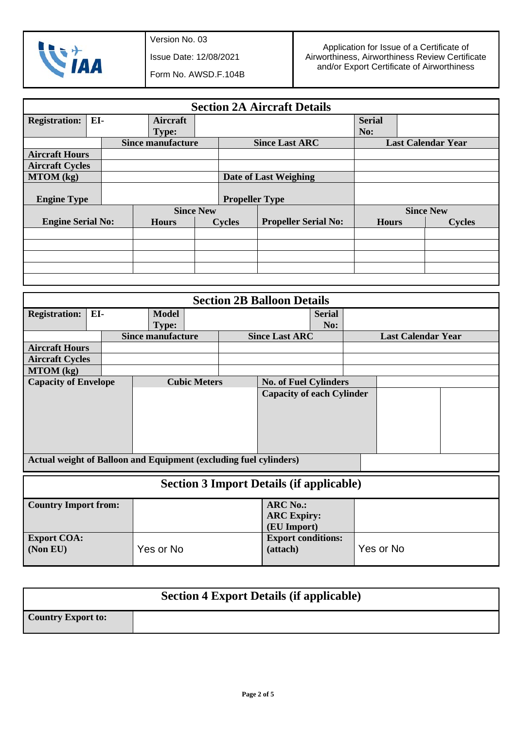| Version No. 03 | Application for Issue of a Certificate of Airworthiness, Airworthiness Review Certificate and/or Export Certificate of Airworthiness |
| --- | --- |
| Issue Date: 12/08/2021 | |
| Form No. AWSD.F.104B | |

## Section 2A Aircraft Details

| **Registration:** | **EI-** | **Aircraft Type:** | | **Serial No:** | |
| --- | --- | --- | --- | --- | --- |
| | **Since manufacture** | | **Since Last ARC** | **Last Calendar Year** | |
| **Aircraft Hours** | | | | | |
| **Aircraft Cycles** | | | | | |
| **MTOM (kg)** | | | **Date of Last Weighing** | | |
| **Engine Type** | | | **Propeller Type** | | |

| **Engine Serial No:** | **Since New** | | **Propeller Serial No:** | **Since New** | |
| --- | --- | --- | --- | --- | --- |
| | **Hours** | **Cycles** | | **Hours** | **Cycles** |
| | | | | | |
| | | | | | |
| | | | | | |
| | | | | | |

## Section 2B Balloon Details

| **Registration:** | **EI-** | **Model Type:** | | **Serial No:** | |
| --- | --- | --- | --- | --- | --- |
| | **Since manufacture** | | **Since Last ARC** | **Last Calendar Year** | |
| **Aircraft Hours** | | | | | |
| **Aircraft Cycles** | | | | | |
| **MTOM (kg)** | | | | | |
| **Capacity of Envelope** | **Cubic Meters** | | **No. of Fuel Cylinders** | | |
| | | | **Capacity of each Cylinder** | | |
| **Actual weight of Balloon and Equipment (excluding fuel cylinders)** | | | | | |

## Section 3 Import Details (if applicable)

| **Country Import from:** | | **ARC No.:** **ARC Expiry:** **(EU Import)** | |
| --- | --- | --- | --- |
| **Export COA: (Non EU)** | Yes or No | **Export conditions: (attach)** | Yes or No |

## Section 4 Export Details (if applicable)

| **Country Export to:** | |
| --- | --- |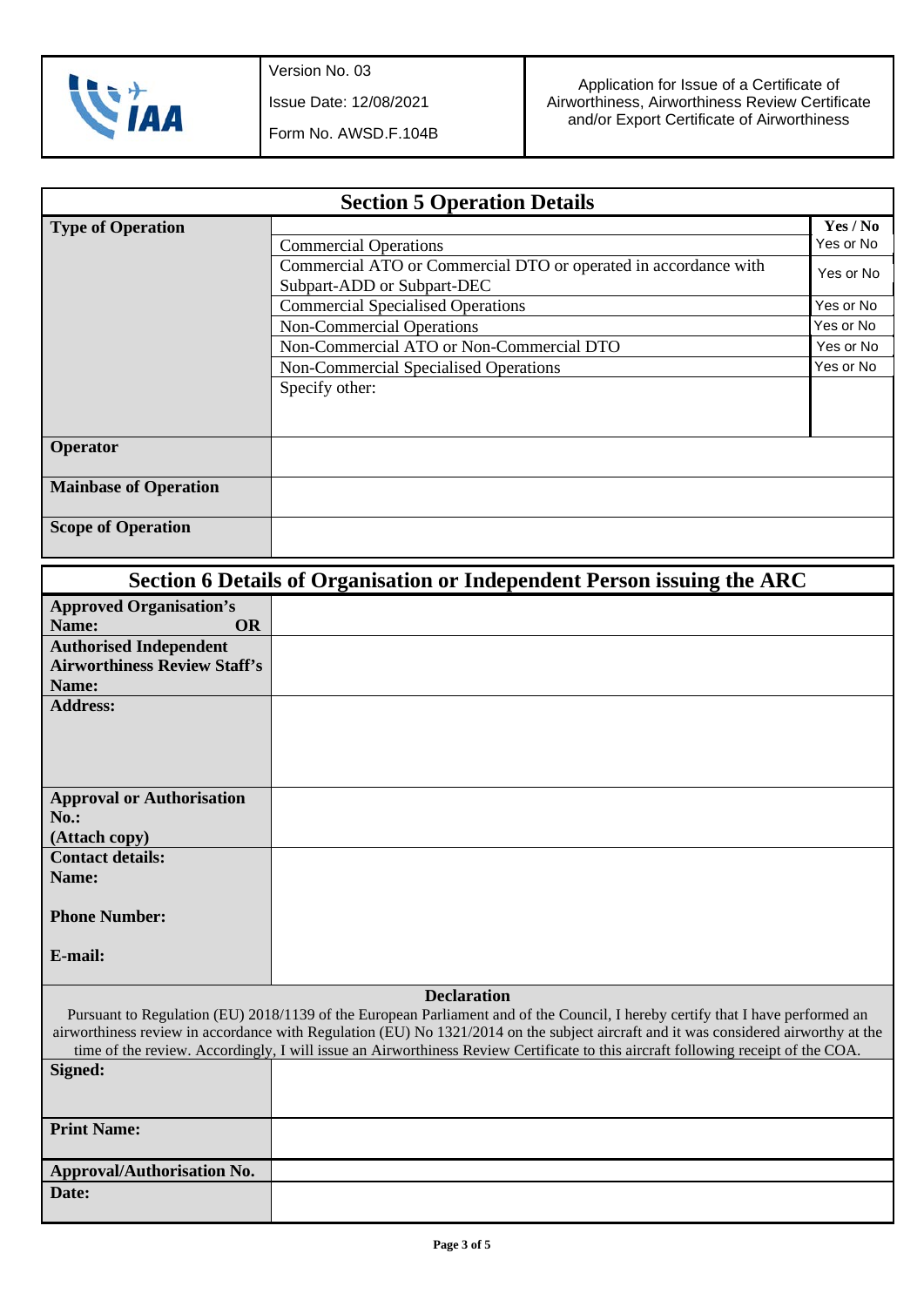| | | |
|---|---|---|
| Version No. 03<br>Issue Date: 12/08/2021<br>Form No. AWSD.F.104B | Application for Issue of a Certificate of Airworthiness, Airworthiness Review Certificate and/or Export Certificate of Airworthiness | |

## Section 5 Operation Details

| **Type of Operation** | | **Yes / No** |
|---|---|---|
| | Commercial Operations | Yes or No |
| | Commercial ATO or Commercial DTO or operated in accordance with Subpart-ADD or Subpart-DEC | Yes or No |
| | Commercial Specialised Operations | Yes or No |
| | Non-Commercial Operations | Yes or No |
| | Non-Commercial ATO or Non-Commercial DTO | Yes or No |
| | Non-Commercial Specialised Operations | Yes or No |
| | Specify other: | |
| **Operator** | | |
| **Mainbase of Operation** | | |
| **Scope of Operation** | | |

## Section 6 Details of Organisation or Independent Person issuing the ARC

| | |
|---|---|
| **Approved Organisation's Name: OR** | |
| **Authorised Independent Airworthiness Review Staff's Name:** | |
| **Address:** | |
| **Approval or Authorisation No.:**<br>**(Attach copy)** | |
| **Contact details:**<br>**Name:**<br>**Phone Number:**<br>**E-mail:** | |

**Declaration**

Pursuant to Regulation (EU) 2018/1139 of the European Parliament and of the Council, I hereby certify that I have performed an airworthiness review in accordance with Regulation (EU) No 1321/2014 on the subject aircraft and it was considered airworthy at the time of the review. Accordingly, I will issue an Airworthiness Review Certificate to this aircraft following receipt of the COA.

| | |
|---|---|
| **Signed:** | |
| **Print Name:** | |
| **Approval/Authorisation No.** | |
| **Date:** | |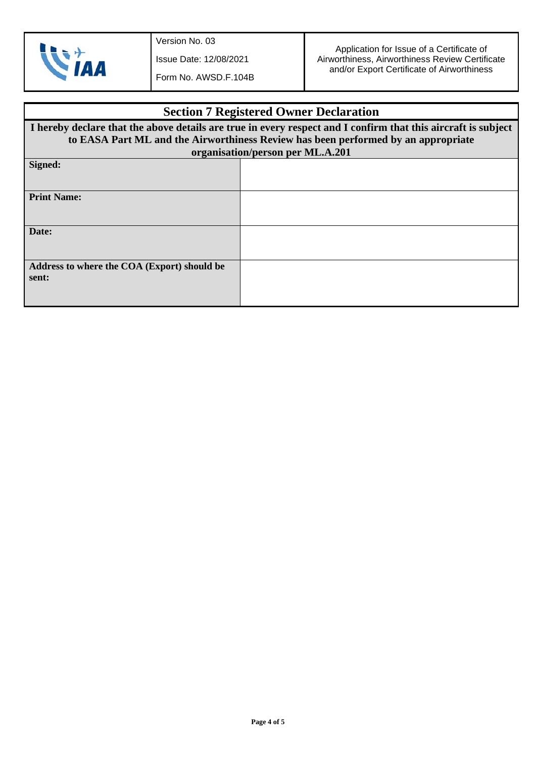| | | |
|---|---|---|
| IAA | Version No. 03<br>Issue Date: 12/08/2021<br>Form No. AWSD.F.104B | Application for Issue of a Certificate of Airworthiness, Airworthiness Review Certificate and/or Export Certificate of Airworthiness |

## Section 7 Registered Owner Declaration

**I hereby declare that the above details are true in every respect and I confirm that this aircraft is subject to EASA Part ML and the Airworthiness Review has been performed by an appropriate organisation/person per ML.A.201**

| | |
|---|---|
| **Signed:** | |
| **Print Name:** | |
| **Date:** | |
| **Address to where the COA (Export) should be sent:** | |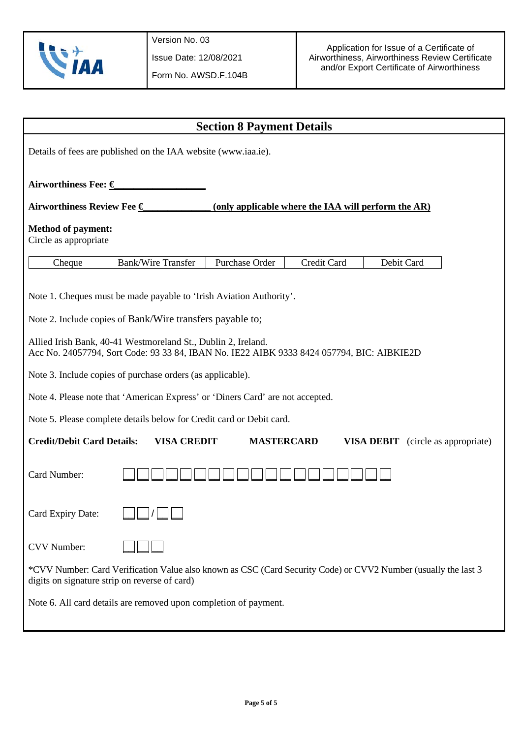| | | |
|---|---|---|
| IAA | Version No. 03<br>Issue Date: 12/08/2021<br>Form No. AWSD.F.104B | Application for Issue of a Certificate of Airworthiness, Airworthiness Review Certificate and/or Export Certificate of Airworthiness |

## Section 8 Payment Details

Details of fees are published on the IAA website (www.iaa.ie).

**Airworthiness Fee: €\_\_\_\_\_\_\_\_\_\_\_\_\_\_\_\_\_\_**

**Airworthiness Review Fee €\_\_\_\_\_\_\_\_\_\_\_\_\_ (only applicable where the IAA will perform the AR)**

**Method of payment:**
Circle as appropriate

| Cheque | Bank/Wire Transfer | Purchase Order | Credit Card | Debit Card |
|---|---|---|---|---|

Note 1. Cheques must be made payable to 'Irish Aviation Authority'.

Note 2. Include copies of Bank/Wire transfers payable to;

Allied Irish Bank, 40-41 Westmoreland St., Dublin 2, Ireland.
Acc No. 24057794, Sort Code: 93 33 84, IBAN No. IE22 AIBK 9333 8424 057794, BIC: AIBKIE2D

Note 3. Include copies of purchase orders (as applicable).

Note 4. Please note that 'American Express' or 'Diners Card' are not accepted.

Note 5. Please complete details below for Credit card or Debit card.

**Credit/Debit Card Details:** **VISA CREDIT** **MASTERCARD** **VISA DEBIT** (circle as appropriate)

Card Number: ☐☐☐☐☐☐☐☐☐☐☐☐☐☐☐☐☐☐☐

Card Expiry Date: ☐☐ / ☐☐

CVV Number: ☐☐☐

*CVV Number: Card Verification Value also known as CSC (Card Security Code) or CVV2 Number (usually the last 3 digits on signature strip on reverse of card)

Note 6. All card details are removed upon completion of payment.